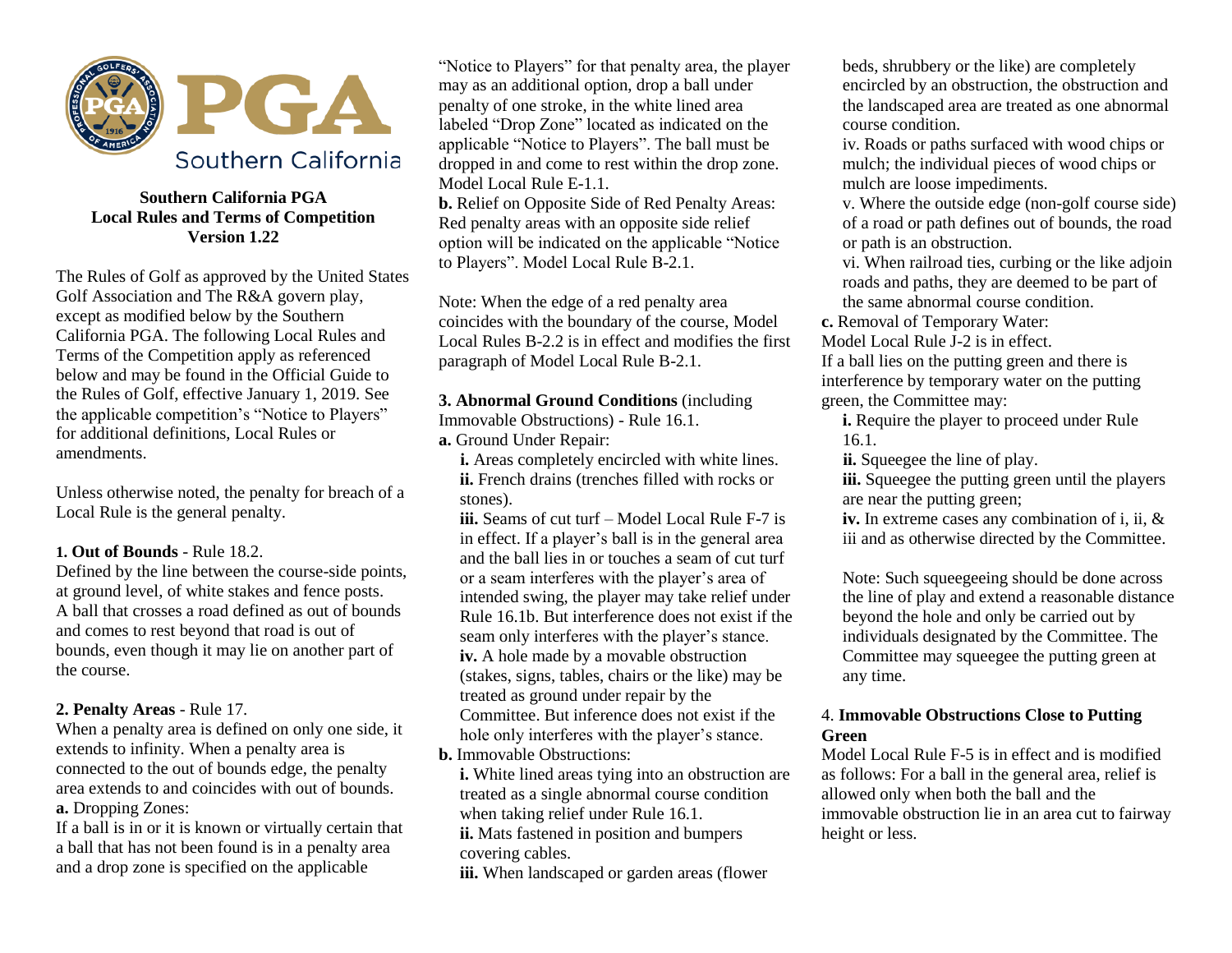PGA Southern California

**Southern California PGA**
**Local Rules and Terms of Competition**
**Version 1.22**

The Rules of Golf as approved by the United States Golf Association and The R&A govern play, except as modified below by the Southern California PGA. The following Local Rules and Terms of the Competition apply as referenced below and may be found in the Official Guide to the Rules of Golf, effective January 1, 2019. See the applicable competition's "Notice to Players" for additional definitions, Local Rules or amendments.

Unless otherwise noted, the penalty for breach of a Local Rule is the general penalty.

**1. Out of Bounds** - Rule 18.2.
Defined by the line between the course-side points, at ground level, of white stakes and fence posts. A ball that crosses a road defined as out of bounds and comes to rest beyond that road is out of bounds, even though it may lie on another part of the course.

**2. Penalty Areas** - Rule 17.
When a penalty area is defined on only one side, it extends to infinity. When a penalty area is connected to the out of bounds edge, the penalty area extends to and coincides with out of bounds.
**a.** Dropping Zones:
If a ball is in or it is known or virtually certain that a ball that has not been found is in a penalty area and a drop zone is specified on the applicable "Notice to Players" for that penalty area, the player may as an additional option, drop a ball under penalty of one stroke, in the white lined area labeled "Drop Zone" located as indicated on the applicable "Notice to Players". The ball must be dropped in and come to rest within the drop zone. Model Local Rule E-1.1.
**b.** Relief on Opposite Side of Red Penalty Areas: Red penalty areas with an opposite side relief option will be indicated on the applicable "Notice to Players". Model Local Rule B-2.1.

Note: When the edge of a red penalty area coincides with the boundary of the course, Model Local Rules B-2.2 is in effect and modifies the first paragraph of Model Local Rule B-2.1.

**3. Abnormal Ground Conditions** (including Immovable Obstructions) - Rule 16.1.
**a.** Ground Under Repair:
- **i.** Areas completely encircled with white lines.
- **ii.** French drains (trenches filled with rocks or stones).
- **iii.** Seams of cut turf – Model Local Rule F-7 is in effect. If a player's ball is in the general area and the ball lies in or touches a seam of cut turf or a seam interferes with the player's area of intended swing, the player may take relief under Rule 16.1b. But interference does not exist if the seam only interferes with the player's stance.
- **iv.** A hole made by a movable obstruction (stakes, signs, tables, chairs or the like) may be treated as ground under repair by the Committee. But inference does not exist if the hole only interferes with the player's stance.

**b.** Immovable Obstructions:
- **i.** White lined areas tying into an obstruction are treated as a single abnormal course condition when taking relief under Rule 16.1.
- **ii.** Mats fastened in position and bumpers covering cables.
- **iii.** When landscaped or garden areas (flower beds, shrubbery or the like) are completely encircled by an obstruction, the obstruction and the landscaped area are treated as one abnormal course condition.
- iv. Roads or paths surfaced with wood chips or mulch; the individual pieces of wood chips or mulch are loose impediments.
- v. Where the outside edge (non-golf course side) of a road or path defines out of bounds, the road or path is an obstruction.
- vi. When railroad ties, curbing or the like adjoin roads and paths, they are deemed to be part of the same abnormal course condition.

**c.** Removal of Temporary Water:
Model Local Rule J-2 is in effect.
If a ball lies on the putting green and there is interference by temporary water on the putting green, the Committee may:
- **i.** Require the player to proceed under Rule 16.1.
- **ii.** Squeegee the line of play.
- **iii.** Squeegee the putting green until the players are near the putting green;
- **iv.** In extreme cases any combination of i, ii, & iii and as otherwise directed by the Committee.

Note: Such squeegeeing should be done across the line of play and extend a reasonable distance beyond the hole and only be carried out by individuals designated by the Committee. The Committee may squeegee the putting green at any time.

4. **Immovable Obstructions Close to Putting Green**
Model Local Rule F-5 is in effect and is modified as follows: For a ball in the general area, relief is allowed only when both the ball and the immovable obstruction lie in an area cut to fairway height or less.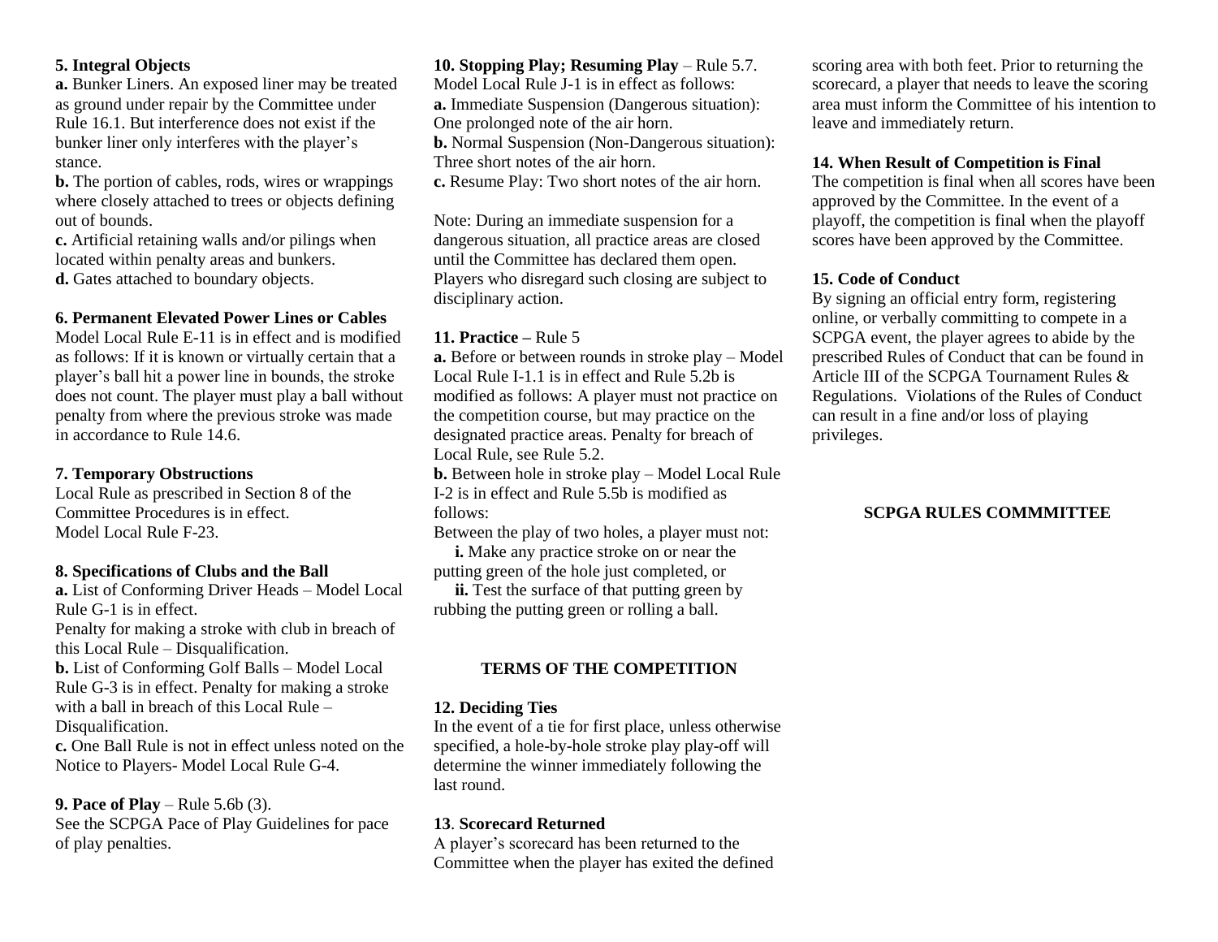**5. Integral Objects**

**a.** Bunker Liners. An exposed liner may be treated as ground under repair by the Committee under Rule 16.1. But interference does not exist if the bunker liner only interferes with the player's stance.

**b.** The portion of cables, rods, wires or wrappings where closely attached to trees or objects defining out of bounds.

**c.** Artificial retaining walls and/or pilings when located within penalty areas and bunkers.

**d.** Gates attached to boundary objects.

**6. Permanent Elevated Power Lines or Cables**

Model Local Rule E-11 is in effect and is modified as follows: If it is known or virtually certain that a player's ball hit a power line in bounds, the stroke does not count. The player must play a ball without penalty from where the previous stroke was made in accordance to Rule 14.6.

**7. Temporary Obstructions**

Local Rule as prescribed in Section 8 of the Committee Procedures is in effect.
Model Local Rule F-23.

**8. Specifications of Clubs and the Ball**

**a.** List of Conforming Driver Heads – Model Local Rule G-1 is in effect.
Penalty for making a stroke with club in breach of this Local Rule – Disqualification.

**b.** List of Conforming Golf Balls – Model Local Rule G-3 is in effect. Penalty for making a stroke with a ball in breach of this Local Rule – Disqualification.

**c.** One Ball Rule is not in effect unless noted on the Notice to Players- Model Local Rule G-4.

**9. Pace of Play** – Rule 5.6b (3).
See the SCPGA Pace of Play Guidelines for pace of play penalties.

**10. Stopping Play; Resuming Play** – Rule 5.7.
Model Local Rule J-1 is in effect as follows:

**a.** Immediate Suspension (Dangerous situation): One prolonged note of the air horn.

**b.** Normal Suspension (Non-Dangerous situation): Three short notes of the air horn.

**c.** Resume Play: Two short notes of the air horn.

Note: During an immediate suspension for a dangerous situation, all practice areas are closed until the Committee has declared them open. Players who disregard such closing are subject to disciplinary action.

**11. Practice –** Rule 5

**a.** Before or between rounds in stroke play – Model Local Rule I-1.1 is in effect and Rule 5.2b is modified as follows: A player must not practice on the competition course, but may practice on the designated practice areas. Penalty for breach of Local Rule, see Rule 5.2.

**b.** Between hole in stroke play – Model Local Rule I-2 is in effect and Rule 5.5b is modified as follows:

Between the play of two holes, a player must not:

**i.** Make any practice stroke on or near the putting green of the hole just completed, or

**ii.** Test the surface of that putting green by rubbing the putting green or rolling a ball.

## TERMS OF THE COMPETITION

**12. Deciding Ties**

In the event of a tie for first place, unless otherwise specified, a hole-by-hole stroke play play-off will determine the winner immediately following the last round.

**13**. **Scorecard Returned**

A player's scorecard has been returned to the Committee when the player has exited the defined scoring area with both feet. Prior to returning the scorecard, a player that needs to leave the scoring area must inform the Committee of his intention to leave and immediately return.

**14. When Result of Competition is Final**

The competition is final when all scores have been approved by the Committee. In the event of a playoff, the competition is final when the playoff scores have been approved by the Committee.

**15. Code of Conduct**

By signing an official entry form, registering online, or verbally committing to compete in a SCPGA event, the player agrees to abide by the prescribed Rules of Conduct that can be found in Article III of the SCPGA Tournament Rules & Regulations. Violations of the Rules of Conduct can result in a fine and/or loss of playing privileges.

**SCPGA RULES COMMMITTEE**